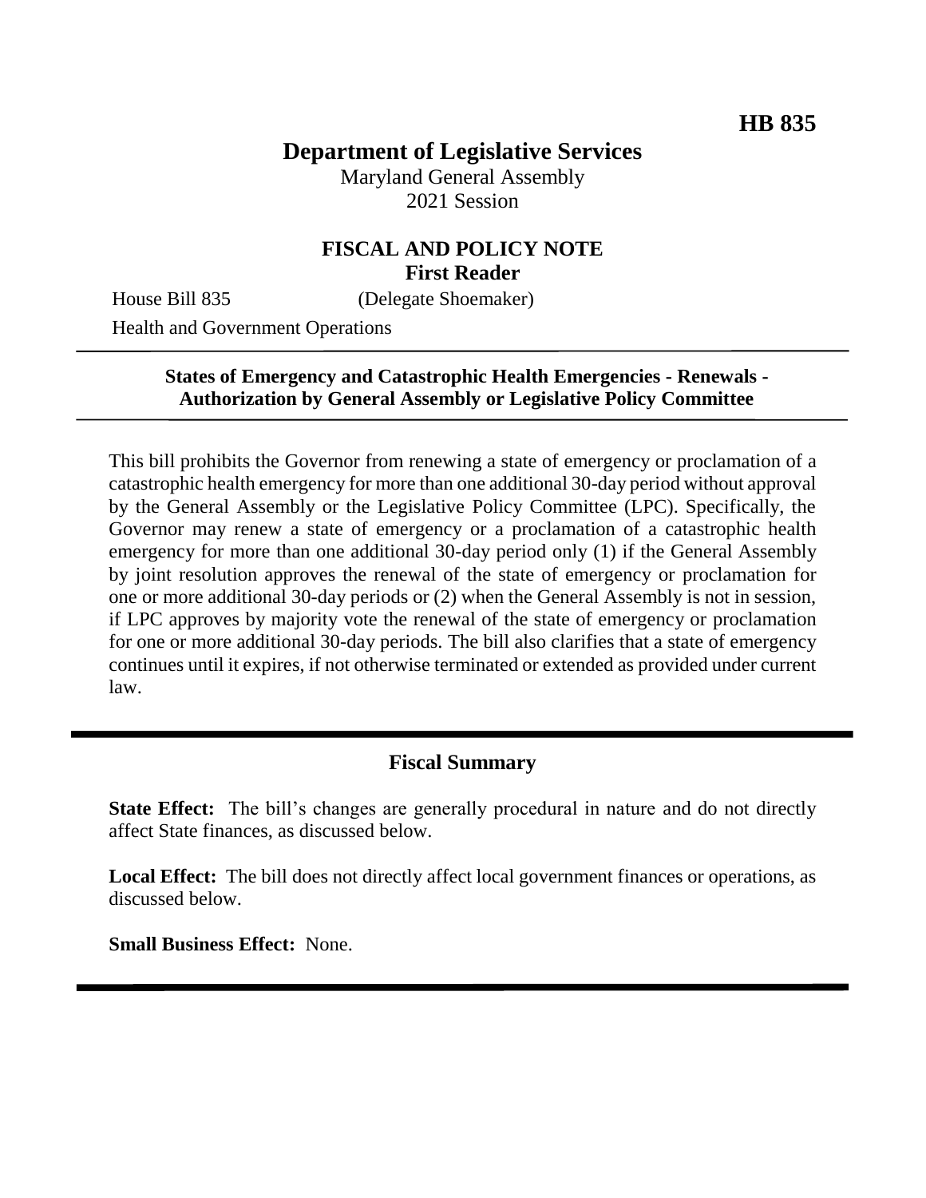**HB 835**

# Department of Legislative Services

Maryland General Assembly
2021 Session

## FISCAL AND POLICY NOTE
**First Reader**

House Bill 835 (Delegate Shoemaker)

Health and Government Operations

---

**States of Emergency and Catastrophic Health Emergencies - Renewals - Authorization by General Assembly or Legislative Policy Committee**

---

This bill prohibits the Governor from renewing a state of emergency or proclamation of a catastrophic health emergency for more than one additional 30-day period without approval by the General Assembly or the Legislative Policy Committee (LPC). Specifically, the Governor may renew a state of emergency or a proclamation of a catastrophic health emergency for more than one additional 30-day period only (1) if the General Assembly by joint resolution approves the renewal of the state of emergency or proclamation for one or more additional 30-day periods or (2) when the General Assembly is not in session, if LPC approves by majority vote the renewal of the state of emergency or proclamation for one or more additional 30-day periods. The bill also clarifies that a state of emergency continues until it expires, if not otherwise terminated or extended as provided under current law.

---

## Fiscal Summary

**State Effect:** The bill's changes are generally procedural in nature and do not directly affect State finances, as discussed below.

**Local Effect:** The bill does not directly affect local government finances or operations, as discussed below.

**Small Business Effect:** None.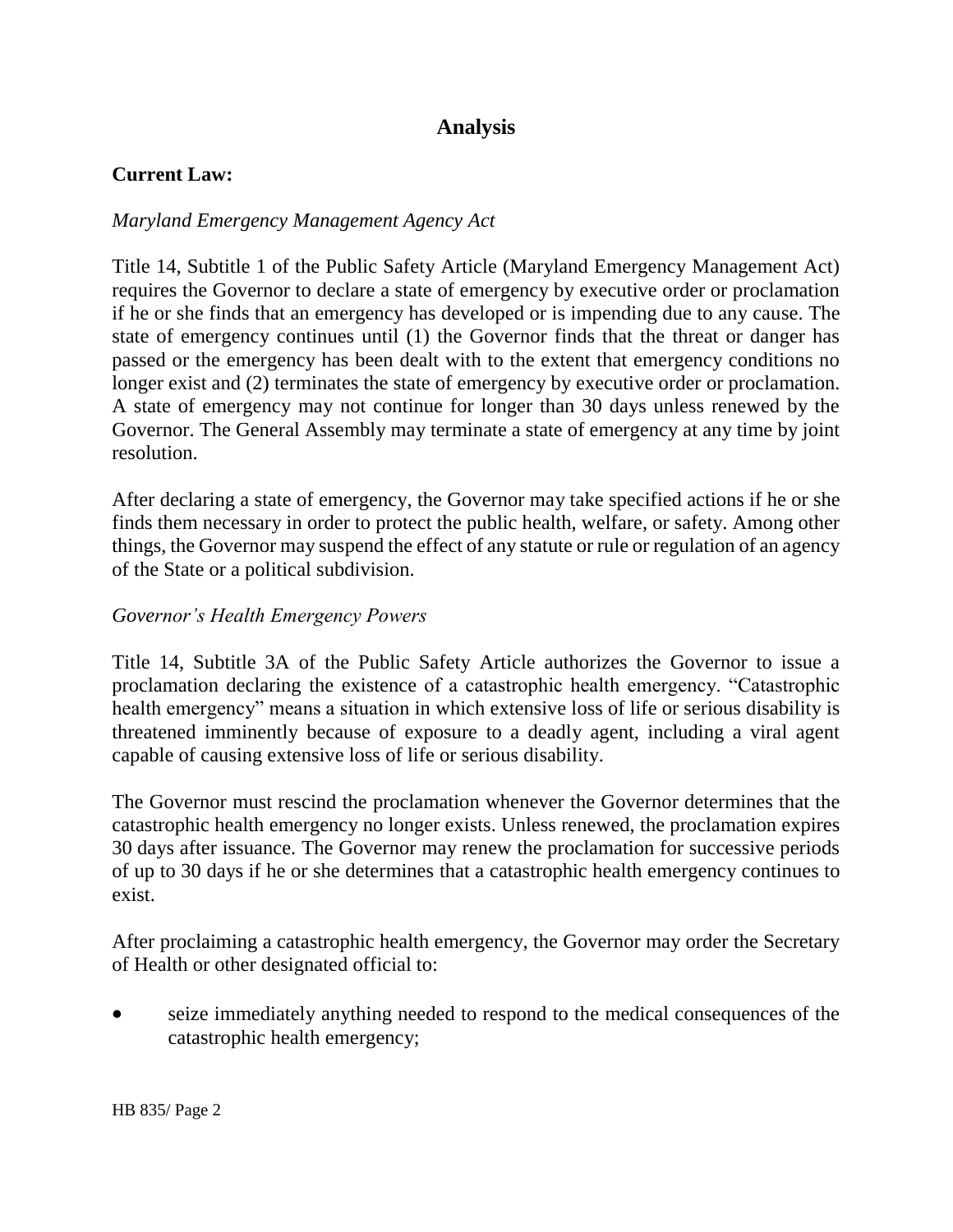# Analysis

**Current Law:**

*Maryland Emergency Management Agency Act*

Title 14, Subtitle 1 of the Public Safety Article (Maryland Emergency Management Act) requires the Governor to declare a state of emergency by executive order or proclamation if he or she finds that an emergency has developed or is impending due to any cause. The state of emergency continues until (1) the Governor finds that the threat or danger has passed or the emergency has been dealt with to the extent that emergency conditions no longer exist and (2) terminates the state of emergency by executive order or proclamation. A state of emergency may not continue for longer than 30 days unless renewed by the Governor. The General Assembly may terminate a state of emergency at any time by joint resolution.

After declaring a state of emergency, the Governor may take specified actions if he or she finds them necessary in order to protect the public health, welfare, or safety. Among other things, the Governor may suspend the effect of any statute or rule or regulation of an agency of the State or a political subdivision.

*Governor's Health Emergency Powers*

Title 14, Subtitle 3A of the Public Safety Article authorizes the Governor to issue a proclamation declaring the existence of a catastrophic health emergency. "Catastrophic health emergency" means a situation in which extensive loss of life or serious disability is threatened imminently because of exposure to a deadly agent, including a viral agent capable of causing extensive loss of life or serious disability.

The Governor must rescind the proclamation whenever the Governor determines that the catastrophic health emergency no longer exists. Unless renewed, the proclamation expires 30 days after issuance. The Governor may renew the proclamation for successive periods of up to 30 days if he or she determines that a catastrophic health emergency continues to exist.

After proclaiming a catastrophic health emergency, the Governor may order the Secretary of Health or other designated official to:

- seize immediately anything needed to respond to the medical consequences of the catastrophic health emergency;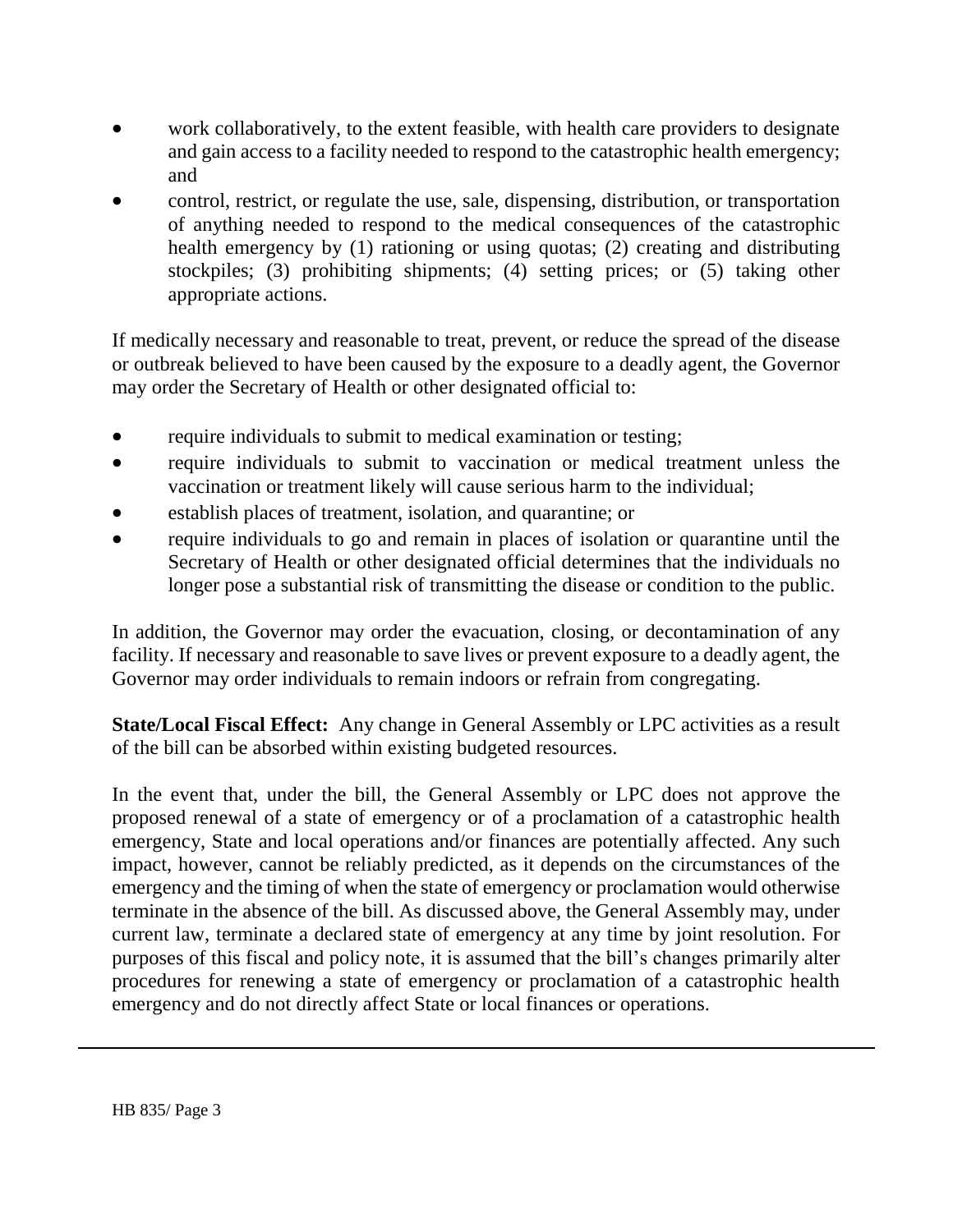- work collaboratively, to the extent feasible, with health care providers to designate and gain access to a facility needed to respond to the catastrophic health emergency; and
- control, restrict, or regulate the use, sale, dispensing, distribution, or transportation of anything needed to respond to the medical consequences of the catastrophic health emergency by (1) rationing or using quotas; (2) creating and distributing stockpiles; (3) prohibiting shipments; (4) setting prices; or (5) taking other appropriate actions.

If medically necessary and reasonable to treat, prevent, or reduce the spread of the disease or outbreak believed to have been caused by the exposure to a deadly agent, the Governor may order the Secretary of Health or other designated official to:

- require individuals to submit to medical examination or testing;
- require individuals to submit to vaccination or medical treatment unless the vaccination or treatment likely will cause serious harm to the individual;
- establish places of treatment, isolation, and quarantine; or
- require individuals to go and remain in places of isolation or quarantine until the Secretary of Health or other designated official determines that the individuals no longer pose a substantial risk of transmitting the disease or condition to the public.

In addition, the Governor may order the evacuation, closing, or decontamination of any facility. If necessary and reasonable to save lives or prevent exposure to a deadly agent, the Governor may order individuals to remain indoors or refrain from congregating.

**State/Local Fiscal Effect:** Any change in General Assembly or LPC activities as a result of the bill can be absorbed within existing budgeted resources.

In the event that, under the bill, the General Assembly or LPC does not approve the proposed renewal of a state of emergency or of a proclamation of a catastrophic health emergency, State and local operations and/or finances are potentially affected. Any such impact, however, cannot be reliably predicted, as it depends on the circumstances of the emergency and the timing of when the state of emergency or proclamation would otherwise terminate in the absence of the bill. As discussed above, the General Assembly may, under current law, terminate a declared state of emergency at any time by joint resolution. For purposes of this fiscal and policy note, it is assumed that the bill's changes primarily alter procedures for renewing a state of emergency or proclamation of a catastrophic health emergency and do not directly affect State or local finances or operations.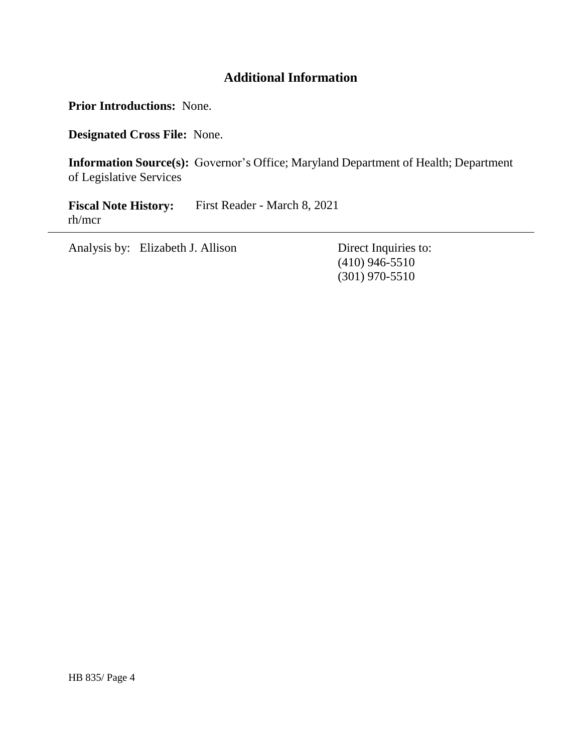## Additional Information

**Prior Introductions:** None.

**Designated Cross File:** None.

**Information Source(s):** Governor's Office; Maryland Department of Health; Department of Legislative Services

**Fiscal Note History:** First Reader - March 8, 2021
rh/mcr

---

Analysis by: Elizabeth J. Allison

Direct Inquiries to:
(410) 946-5510
(301) 970-5510